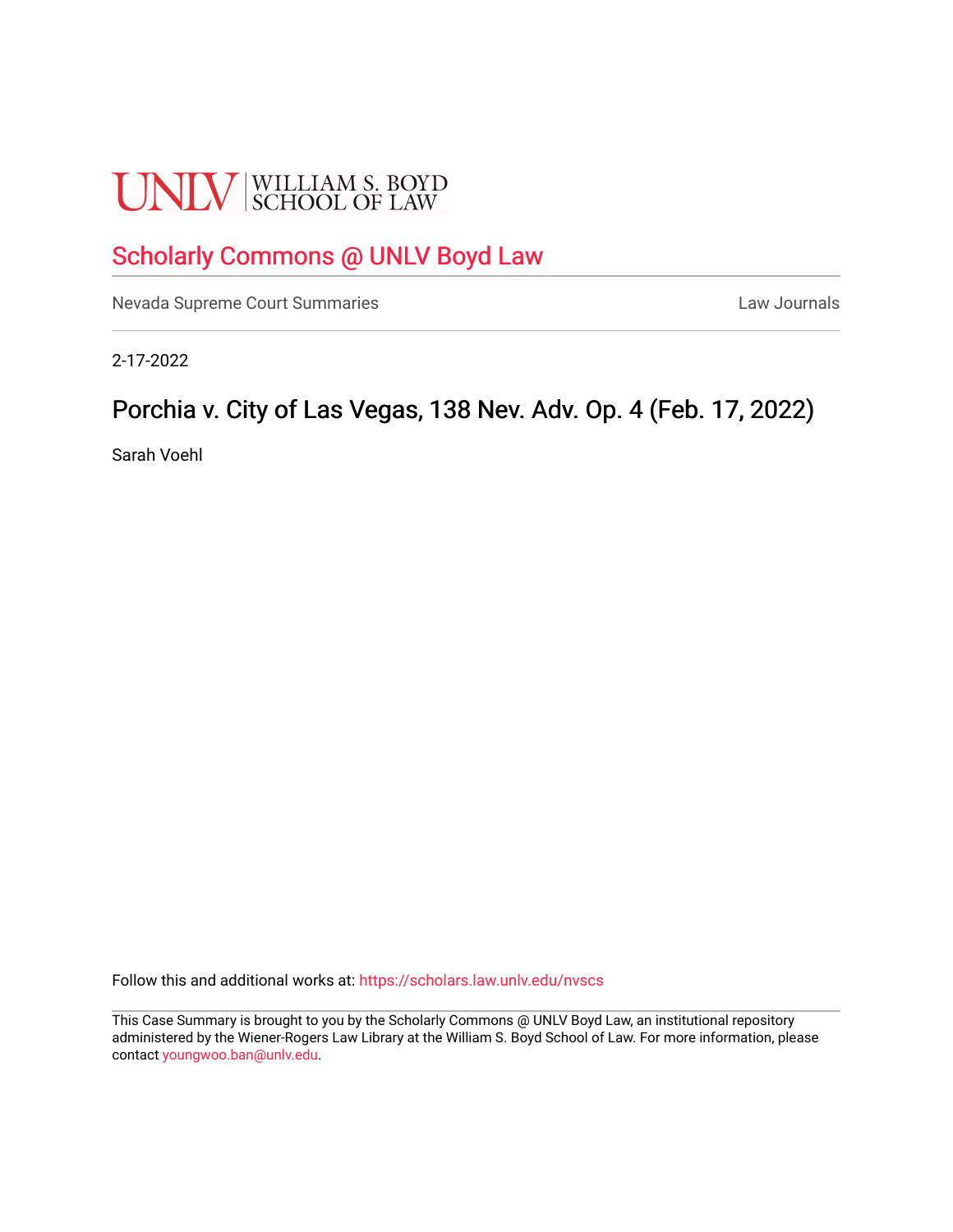UNLV | WILLIAM S. BOYD SCHOOL OF LAW

## Scholarly Commons @ UNLV Boyd Law

Nevada Supreme Court Summaries | Law Journals

2-17-2022

# Porchia v. City of Las Vegas, 138 Nev. Adv. Op. 4 (Feb. 17, 2022)

Sarah Voehl

Follow this and additional works at: https://scholars.law.unlv.edu/nvscs

This Case Summary is brought to you by the Scholarly Commons @ UNLV Boyd Law, an institutional repository administered by the Wiener-Rogers Law Library at the William S. Boyd School of Law. For more information, please contact youngwoo.ban@unlv.edu.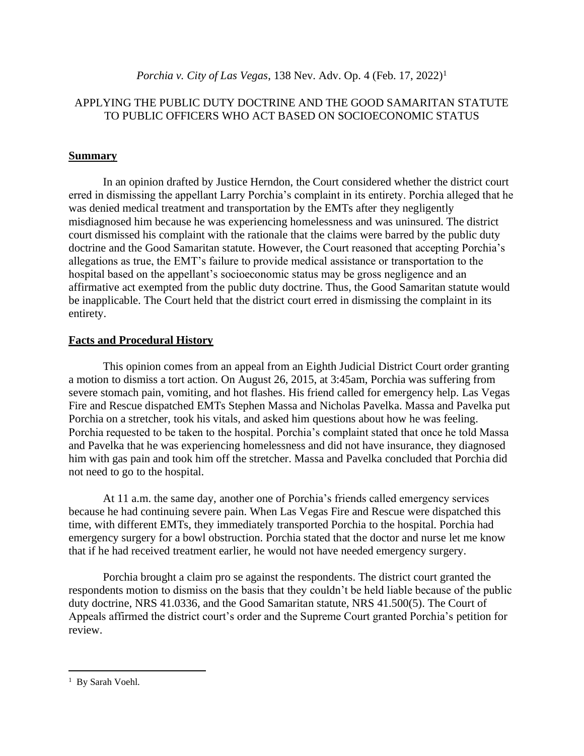*Porchia v. City of Las Vegas*, 138 Nev. Adv. Op. 4 (Feb. 17, 2022)[1]

APPLYING THE PUBLIC DUTY DOCTRINE AND THE GOOD SAMARITAN STATUTE TO PUBLIC OFFICERS WHO ACT BASED ON SOCIOECONOMIC STATUS

## Summary

In an opinion drafted by Justice Herndon, the Court considered whether the district court erred in dismissing the appellant Larry Porchia's complaint in its entirety. Porchia alleged that he was denied medical treatment and transportation by the EMTs after they negligently misdiagnosed him because he was experiencing homelessness and was uninsured. The district court dismissed his complaint with the rationale that the claims were barred by the public duty doctrine and the Good Samaritan statute. However, the Court reasoned that accepting Porchia's allegations as true, the EMT's failure to provide medical assistance or transportation to the hospital based on the appellant's socioeconomic status may be gross negligence and an affirmative act exempted from the public duty doctrine. Thus, the Good Samaritan statute would be inapplicable. The Court held that the district court erred in dismissing the complaint in its entirety.

## Facts and Procedural History

This opinion comes from an appeal from an Eighth Judicial District Court order granting a motion to dismiss a tort action. On August 26, 2015, at 3:45am, Porchia was suffering from severe stomach pain, vomiting, and hot flashes. His friend called for emergency help. Las Vegas Fire and Rescue dispatched EMTs Stephen Massa and Nicholas Pavelka. Massa and Pavelka put Porchia on a stretcher, took his vitals, and asked him questions about how he was feeling. Porchia requested to be taken to the hospital. Porchia's complaint stated that once he told Massa and Pavelka that he was experiencing homelessness and did not have insurance, they diagnosed him with gas pain and took him off the stretcher. Massa and Pavelka concluded that Porchia did not need to go to the hospital.

At 11 a.m. the same day, another one of Porchia's friends called emergency services because he had continuing severe pain. When Las Vegas Fire and Rescue were dispatched this time, with different EMTs, they immediately transported Porchia to the hospital. Porchia had emergency surgery for a bowl obstruction. Porchia stated that the doctor and nurse let me know that if he had received treatment earlier, he would not have needed emergency surgery.

Porchia brought a claim pro se against the respondents. The district court granted the respondents motion to dismiss on the basis that they couldn't be held liable because of the public duty doctrine, NRS 41.0336, and the Good Samaritan statute, NRS 41.500(5). The Court of Appeals affirmed the district court's order and the Supreme Court granted Porchia's petition for review.

[1] By Sarah Voehl.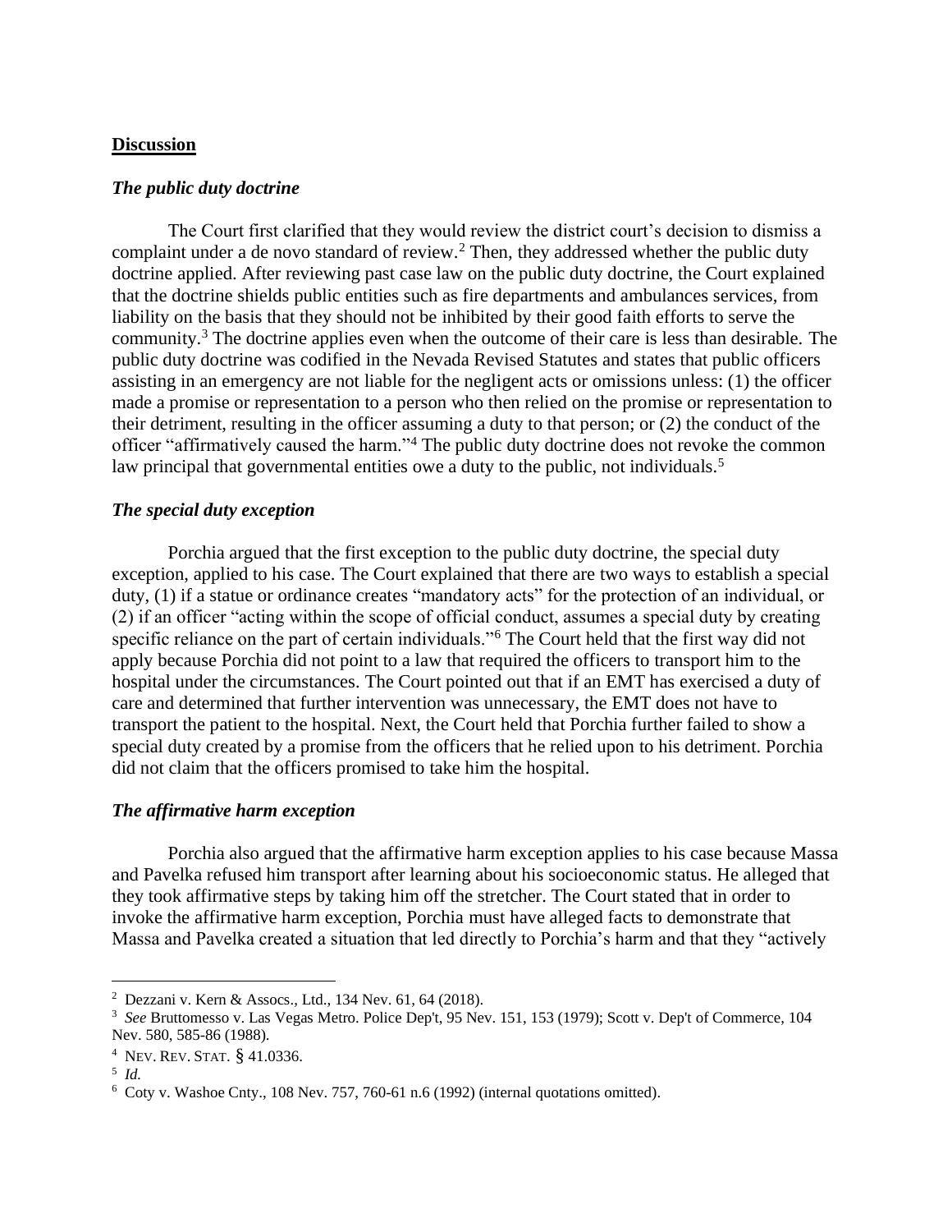## **Discussion**

### ***The public duty doctrine***

The Court first clarified that they would review the district court's decision to dismiss a complaint under a de novo standard of review.[2] Then, they addressed whether the public duty doctrine applied. After reviewing past case law on the public duty doctrine, the Court explained that the doctrine shields public entities such as fire departments and ambulances services, from liability on the basis that they should not be inhibited by their good faith efforts to serve the community.[3] The doctrine applies even when the outcome of their care is less than desirable. The public duty doctrine was codified in the Nevada Revised Statutes and states that public officers assisting in an emergency are not liable for the negligent acts or omissions unless: (1) the officer made a promise or representation to a person who then relied on the promise or representation to their detriment, resulting in the officer assuming a duty to that person; or (2) the conduct of the officer "affirmatively caused the harm."[4] The public duty doctrine does not revoke the common law principal that governmental entities owe a duty to the public, not individuals.[5]

### ***The special duty exception***

Porchia argued that the first exception to the public duty doctrine, the special duty exception, applied to his case. The Court explained that there are two ways to establish a special duty, (1) if a statue or ordinance creates "mandatory acts" for the protection of an individual, or (2) if an officer "acting within the scope of official conduct, assumes a special duty by creating specific reliance on the part of certain individuals."[6] The Court held that the first way did not apply because Porchia did not point to a law that required the officers to transport him to the hospital under the circumstances. The Court pointed out that if an EMT has exercised a duty of care and determined that further intervention was unnecessary, the EMT does not have to transport the patient to the hospital. Next, the Court held that Porchia further failed to show a special duty created by a promise from the officers that he relied upon to his detriment. Porchia did not claim that the officers promised to take him the hospital.

### ***The affirmative harm exception***

Porchia also argued that the affirmative harm exception applies to his case because Massa and Pavelka refused him transport after learning about his socioeconomic status. He alleged that they took affirmative steps by taking him off the stretcher. The Court stated that in order to invoke the affirmative harm exception, Porchia must have alleged facts to demonstrate that Massa and Pavelka created a situation that led directly to Porchia's harm and that they "actively

---

[2] Dezzani v. Kern & Assocs., Ltd., 134 Nev. 61, 64 (2018).

[3] *See* Bruttomesso v. Las Vegas Metro. Police Dep't, 95 Nev. 151, 153 (1979); Scott v. Dep't of Commerce, 104 Nev. 580, 585-86 (1988).

[4] NEV. REV. STAT. § 41.0336.

[5] *Id.*

[6] Coty v. Washoe Cnty., 108 Nev. 757, 760-61 n.6 (1992) (internal quotations omitted).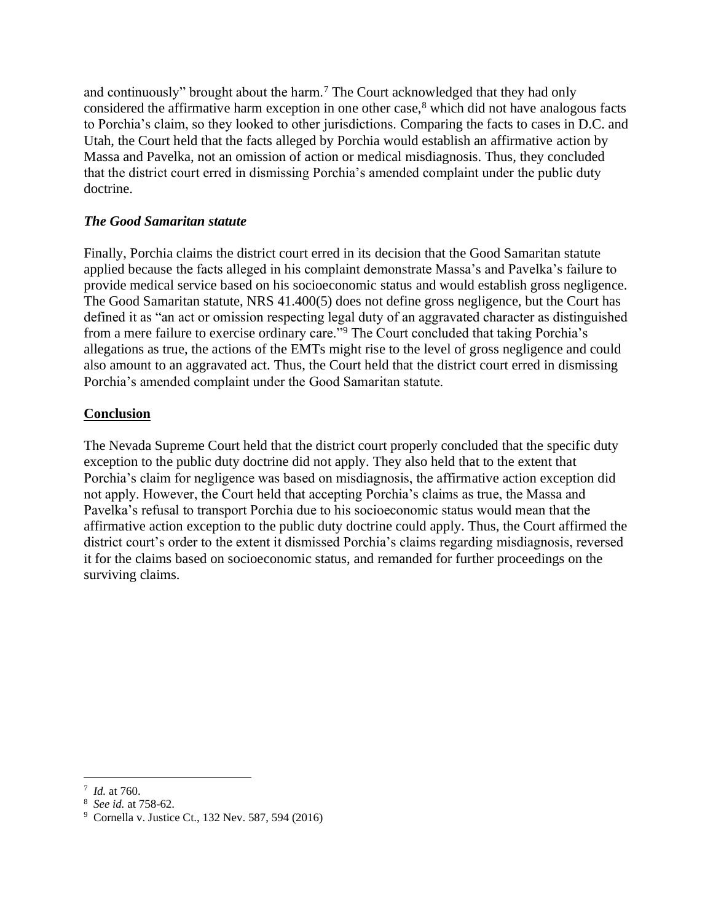and continuously" brought about the harm.[7] The Court acknowledged that they had only considered the affirmative harm exception in one other case,[8] which did not have analogous facts to Porchia's claim, so they looked to other jurisdictions. Comparing the facts to cases in D.C. and Utah, the Court held that the facts alleged by Porchia would establish an affirmative action by Massa and Pavelka, not an omission of action or medical misdiagnosis. Thus, they concluded that the district court erred in dismissing Porchia's amended complaint under the public duty doctrine.

### *The Good Samaritan statute*

Finally, Porchia claims the district court erred in its decision that the Good Samaritan statute applied because the facts alleged in his complaint demonstrate Massa's and Pavelka's failure to provide medical service based on his socioeconomic status and would establish gross negligence. The Good Samaritan statute, NRS 41.400(5) does not define gross negligence, but the Court has defined it as "an act or omission respecting legal duty of an aggravated character as distinguished from a mere failure to exercise ordinary care."[9] The Court concluded that taking Porchia's allegations as true, the actions of the EMTs might rise to the level of gross negligence and could also amount to an aggravated act. Thus, the Court held that the district court erred in dismissing Porchia's amended complaint under the Good Samaritan statute.

## Conclusion

The Nevada Supreme Court held that the district court properly concluded that the specific duty exception to the public duty doctrine did not apply. They also held that to the extent that Porchia's claim for negligence was based on misdiagnosis, the affirmative action exception did not apply. However, the Court held that accepting Porchia's claims as true, the Massa and Pavelka's refusal to transport Porchia due to his socioeconomic status would mean that the affirmative action exception to the public duty doctrine could apply. Thus, the Court affirmed the district court's order to the extent it dismissed Porchia's claims regarding misdiagnosis, reversed it for the claims based on socioeconomic status, and remanded for further proceedings on the surviving claims.

---

[7] *Id.* at 760.

[8] *See id.* at 758-62.

[9] Cornella v. Justice Ct., 132 Nev. 587, 594 (2016)